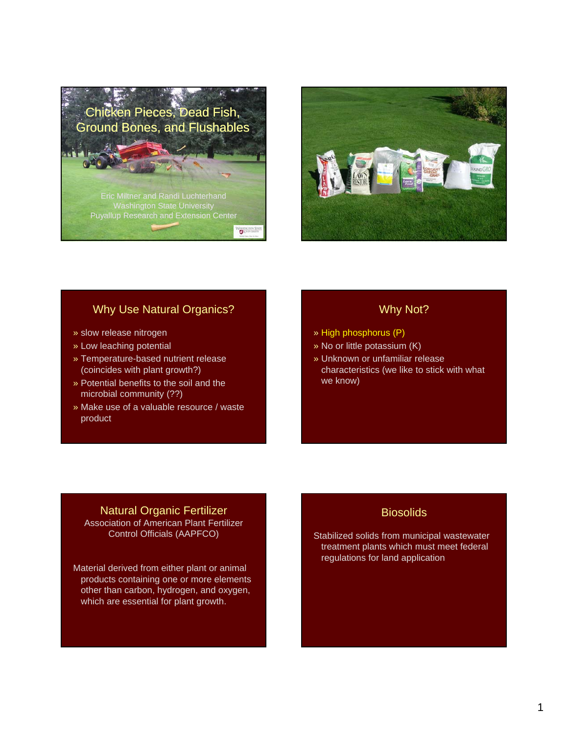# Chicken Pieces, Dead Fish, Ground Bones, and Flushables

Eric Miltner and Randi Luchterhand
Washington State University
Puyallup Research and Extension Center

## Why Use Natural Organics?

- slow release nitrogen
- Low leaching potential
- Temperature-based nutrient release (coincides with plant growth?)
- Potential benefits to the soil and the microbial community (??)
- Make use of a valuable resource / waste product

## Why Not?

- High phosphorus (P)
- No or little potassium (K)
- Unknown or unfamiliar release characteristics (we like to stick with what we know)

## Natural Organic Fertilizer

Association of American Plant Fertilizer Control Officials (AAPFCO)

Material derived from either plant or animal products containing one or more elements other than carbon, hydrogen, and oxygen, which are essential for plant growth.

## Biosolids

Stabilized solids from municipal wastewater treatment plants which must meet federal regulations for land application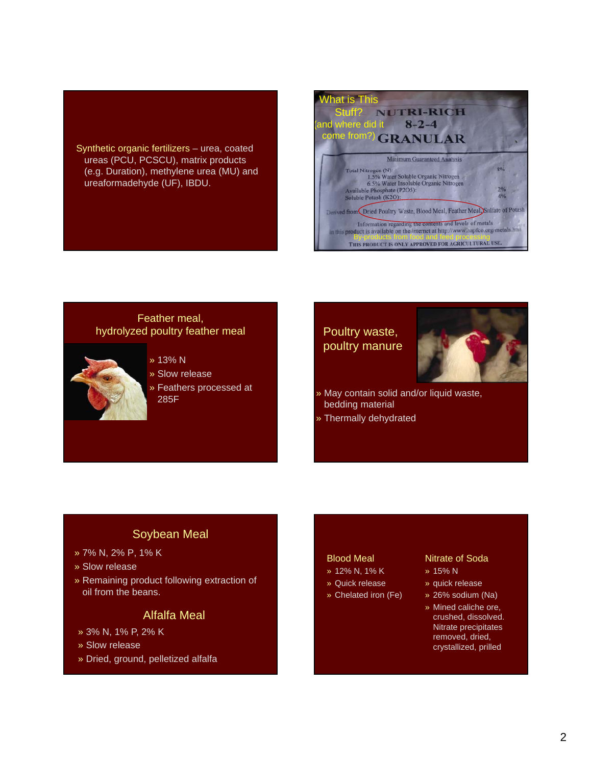Synthetic organic fertilizers – urea, coated ureas (PCU, PCSCU), matrix products (e.g. Duration), methylene urea (MU) and ureaformadehyde (UF), IBDU.

## What is This Stuff? (and where did it come from?)

NUTRI-RICH
8-2-4
GRANULAR

Minimum Guaranteed Analysis

Total Nitrogen (N): 8%
1.5% Water Soluble Organic Nitrogen
6.5% Water Insoluble Organic Nitrogen
Available Phosphate (P2O5): 2%
Soluble Potash (K2O): 4%

Derived from Dried Poultry Waste, Blood Meal, Feather Meal, Sulfate of Potash

Information regarding the contents and levels of metals in this product is available on the internet at http://www.aapfco.org/metals.htm

By-products from food and feed processing

THIS PRODUCT IS ONLY APPROVED FOR AGRICULTURAL USE.

## Feather meal, hydrolyzed poultry feather meal

» 13% N
» Slow release
» Feathers processed at 285F

## Poultry waste, poultry manure

» May contain solid and/or liquid waste, bedding material
» Thermally dehydrated

## Soybean Meal

» 7% N, 2% P, 1% K
» Slow release
» Remaining product following extraction of oil from the beans.

## Alfalfa Meal

» 3% N, 1% P, 2% K
» Slow release
» Dried, ground, pelletized alfalfa

## Blood Meal

» 12% N, 1% K
» Quick release
» Chelated iron (Fe)

## Nitrate of Soda

» 15% N
» quick release
» 26% sodium (Na)
» Mined caliche ore, crushed, dissolved. Nitrate precipitates removed, dried, crystallized, prilled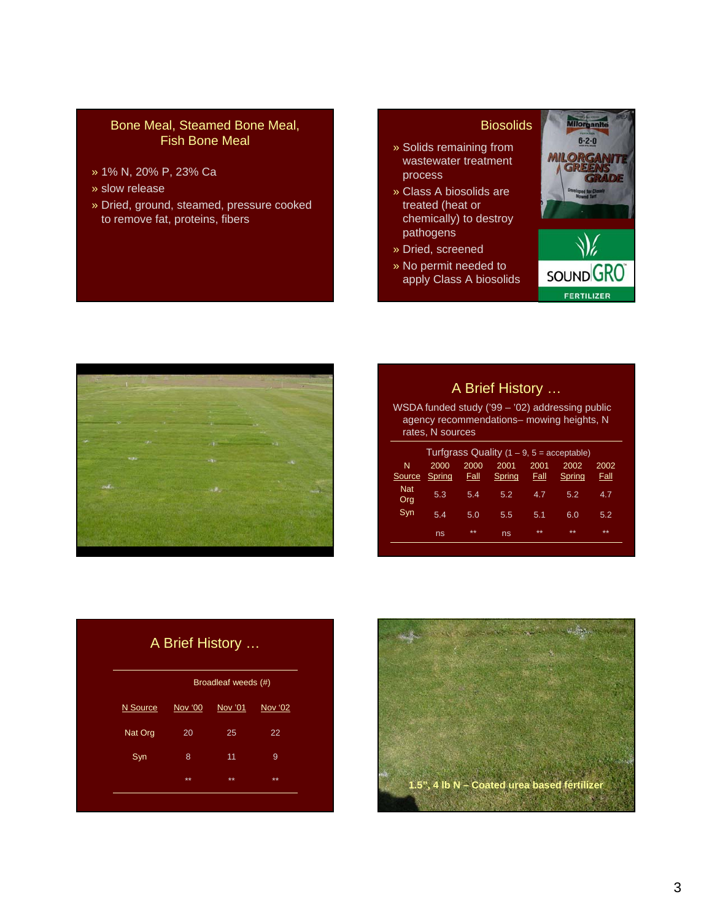## Bone Meal, Steamed Bone Meal, Fish Bone Meal

- 1% N, 20% P, 23% Ca
- slow release
- Dried, ground, steamed, pressure cooked to remove fat, proteins, fibers

## Biosolids

- Solids remaining from wastewater treatment process
- Class A biosolids are treated (heat or chemically) to destroy pathogens
- Dried, screened
- No permit needed to apply Class A biosolids

## A Brief History …

WSDA funded study ('99 – '02) addressing public agency recommendations– mowing heights, N rates, N sources

| | Turfgrass Quality (1 – 9, 5 = acceptable) | | | | | |
|---|---|---|---|---|---|---|
| N Source | 2000 Spring | 2000 Fall | 2001 Spring | 2001 Fall | 2002 Spring | 2002 Fall |
| Nat Org | 5.3 | 5.4 | 5.2 | 4.7 | 5.2 | 4.7 |
| Syn | 5.4 | 5.0 | 5.5 | 5.1 | 6.0 | 5.2 |
| | ns | ** | ns | ** | ** | ** |

## A Brief History …

| | Broadleaf weeds (#) | | |
|---|---|---|---|
| N Source | Nov '00 | Nov '01 | Nov '02 |
| Nat Org | 20 | 25 | 22 |
| Syn | 8 | 11 | 9 |
| | ** | ** | ** |

1.5", 4 lb N – Coated urea based fertilizer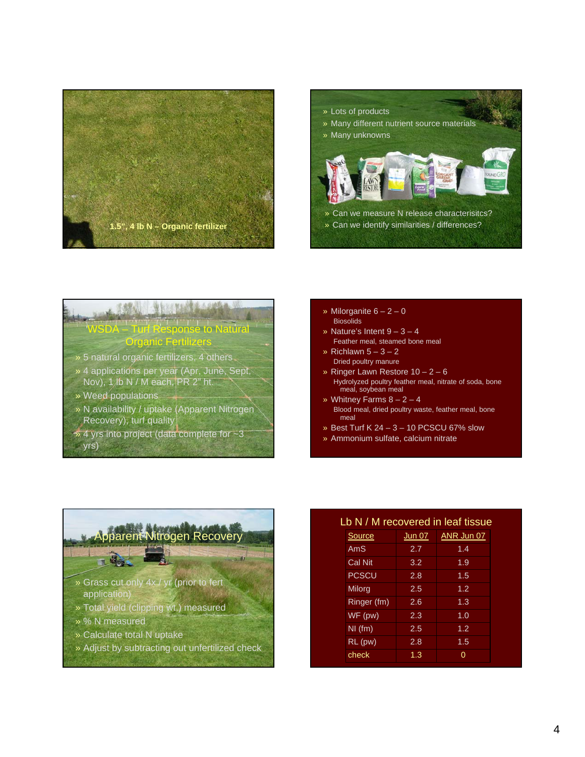1.5", 4 lb N – Organic fertilizer

---

- Lots of products
- Many different nutrient source materials
- Many unknowns

- Can we measure N release charactersitcs?
- Can we identify similarities / differences?

---

## WSDA – Turf Response to Natural Organic Fertilizers

- 5 natural organic fertilizers, 4 others
- 4 applications per year (Apr, June, Sept, Nov), 1 lb N / M each, PR 2" ht.
- Weed populations
- N availability / uptake (Apparent Nitrogen Recovery), turf quality
- 4 yrs into project (data complete for ~3 yrs)

---

- Milorganite 6 – 2 – 0
  Biosolids
- Nature's Intent 9 – 3 – 4
  Feather meal, steamed bone meal
- Richlawn 5 – 3 – 2
  Dried poultry manure
- Ringer Lawn Restore 10 – 2 – 6
  Hydrolyzed poultry feather meal, nitrate of soda, bone meal, soybean meal
- Whitney Farms 8 – 2 – 4
  Blood meal, dried poultry waste, feather meal, bone meal
- Best Turf K 24 – 3 – 10 PCSCU 67% slow
- Ammonium sulfate, calcium nitrate

---

## Apparent Nitrogen Recovery

- Grass cut only 4x / yr (prior to fert application)
- Total yield (clipping wt.) measured
- % N measured
- Calculate total N uptake
- Adjust by subtracting out unfertilized check

---

## Lb N / M recovered in leaf tissue

| Source | Jun 07 | ANR Jun 07 |
|---|---|---|
| AmS | 2.7 | 1.4 |
| Cal Nit | 3.2 | 1.9 |
| PCSCU | 2.8 | 1.5 |
| Milorg | 2.5 | 1.2 |
| Ringer (fm) | 2.6 | 1.3 |
| WF (pw) | 2.3 | 1.0 |
| NI (fm) | 2.5 | 1.2 |
| RL (pw) | 2.8 | 1.5 |
| check | 1.3 | 0 |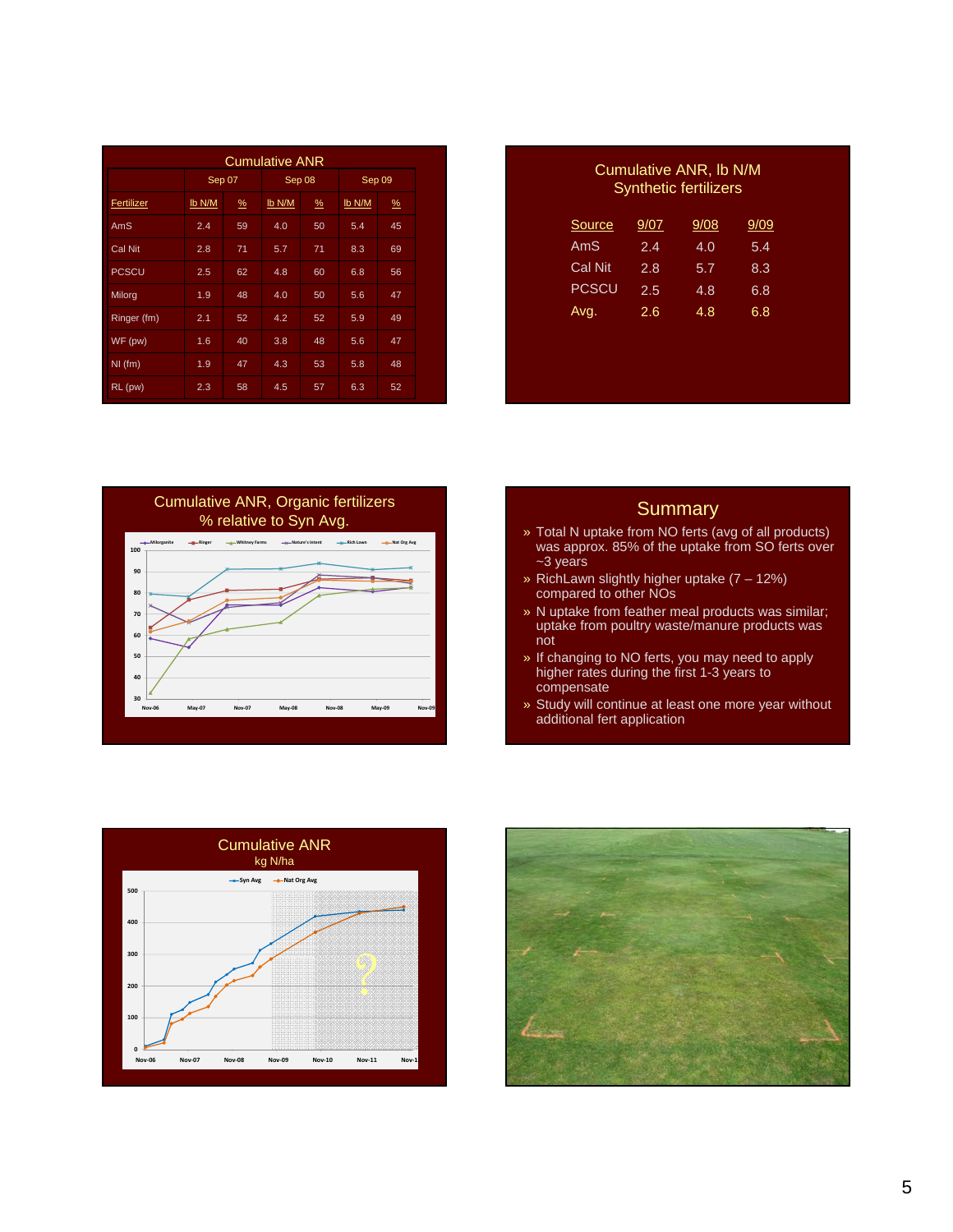## Cumulative ANR

| | Sep 07 | | Sep 08 | | Sep 09 | |
|---|---|---|---|---|---|---|
| Fertilizer | lb N/M | % | lb N/M | % | lb N/M | % |
| AmS | 2.4 | 59 | 4.0 | 50 | 5.4 | 45 |
| Cal Nit | 2.8 | 71 | 5.7 | 71 | 8.3 | 69 |
| PCSCU | 2.5 | 62 | 4.8 | 60 | 6.8 | 56 |
| Milorg | 1.9 | 48 | 4.0 | 50 | 5.6 | 47 |
| Ringer (fm) | 2.1 | 52 | 4.2 | 52 | 5.9 | 49 |
| WF (pw) | 1.6 | 40 | 3.8 | 48 | 5.6 | 47 |
| NI (fm) | 1.9 | 47 | 4.3 | 53 | 5.8 | 48 |
| RL (pw) | 2.3 | 58 | 4.5 | 57 | 6.3 | 52 |

## Cumulative ANR, lb N/M Synthetic fertilizers

| Source | 9/07 | 9/08 | 9/09 |
|---|---|---|---|
| AmS | 2.4 | 4.0 | 5.4 |
| Cal Nit | 2.8 | 5.7 | 8.3 |
| PCSCU | 2.5 | 4.8 | 6.8 |
| Avg. | 2.6 | 4.8 | 6.8 |

## Cumulative ANR, Organic fertilizers % relative to Syn Avg.

Milorganite, Ringer, Whitney Farms, Nature's Intent, Rich Lawn, Nat Org Avg

100, 90, 80, 70, 60, 50, 40, 30

Nov-06, May-07, Nov-07, May-08, Nov-08, May-09, Nov-09

## Summary

- Total N uptake from NO ferts (avg of all products) was approx. 85% of the uptake from SO ferts over ~3 years
- RichLawn slightly higher uptake (7 – 12%) compared to other NOs
- N uptake from feather meal products was similar; uptake from poultry waste/manure products was not
- If changing to NO ferts, you may need to apply higher rates during the first 1-3 years to compensate
- Study will continue at least one more year without additional fert application

## Cumulative ANR kg N/ha

Syn Avg, Nat Org Avg

500, 400, 300, 200, 100, 0

Nov-06, Nov-07, Nov-08, Nov-09, Nov-10, Nov-11, Nov-1

?